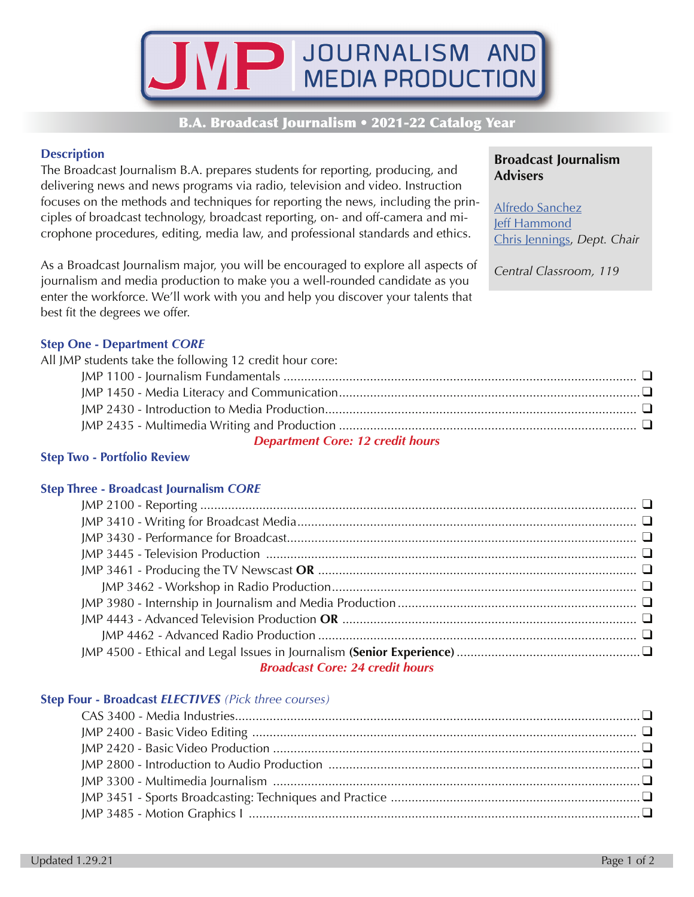# JMP JOURNALISM AND MEDIA PRODUCTION

## B.A. Broadcast Journalism • 2021-22 Catalog Year

### Description

The Broadcast Journalism B.A. prepares students for reporting, producing, and delivering news and news programs via radio, television and video. Instruction focuses on the methods and techniques for reporting the news, including the principles of broadcast technology, broadcast reporting, on- and off-camera and microphone procedures, editing, media law, and professional standards and ethics.

As a Broadcast Journalism major, you will be encouraged to explore all aspects of journalism and media production to make you a well-rounded candidate as you enter the workforce. We'll work with you and help you discover your talents that best fit the degrees we offer.

**Broadcast Journalism Advisers**

Alfredo Sanchez
Jeff Hammond
Chris Jennings, *Dept. Chair*

*Central Classroom, 119*

### Step One - Department *CORE*

All JMP students take the following 12 credit hour core:

- JMP 1100 - Journalism Fundamentals ❑
- JMP 1450 - Media Literacy and Communication ❑
- JMP 2430 - Introduction to Media Production ❑
- JMP 2435 - Multimedia Writing and Production ❑

***Department Core: 12 credit hours***

### Step Two - Portfolio Review

### Step Three - Broadcast Journalism *CORE*

- JMP 2100 - Reporting ❑
- JMP 3410 - Writing for Broadcast Media ❑
- JMP 3430 - Performance for Broadcast ❑
- JMP 3445 - Television Production ❑
- JMP 3461 - Producing the TV Newscast **OR** ❑
  - JMP 3462 - Workshop in Radio Production ❑
- JMP 3980 - Internship in Journalism and Media Production ❑
- JMP 4443 - Advanced Television Production **OR** ❑
  - JMP 4462 - Advanced Radio Production ❑
- JMP 4500 - Ethical and Legal Issues in Journalism **(Senior Experience)** ❑

***Broadcast Core: 24 credit hours***

### Step Four - Broadcast *ELECTIVES* *(Pick three courses)*

- CAS 3400 - Media Industries ❑
- JMP 2400 - Basic Video Editing ❑
- JMP 2420 - Basic Video Production ❑
- JMP 2800 - Introduction to Audio Production ❑
- JMP 3300 - Multimedia Journalism ❑
- JMP 3451 - Sports Broadcasting: Techniques and Practice ❑
- JMP 3485 - Motion Graphics I ❑

Updated 1.29.21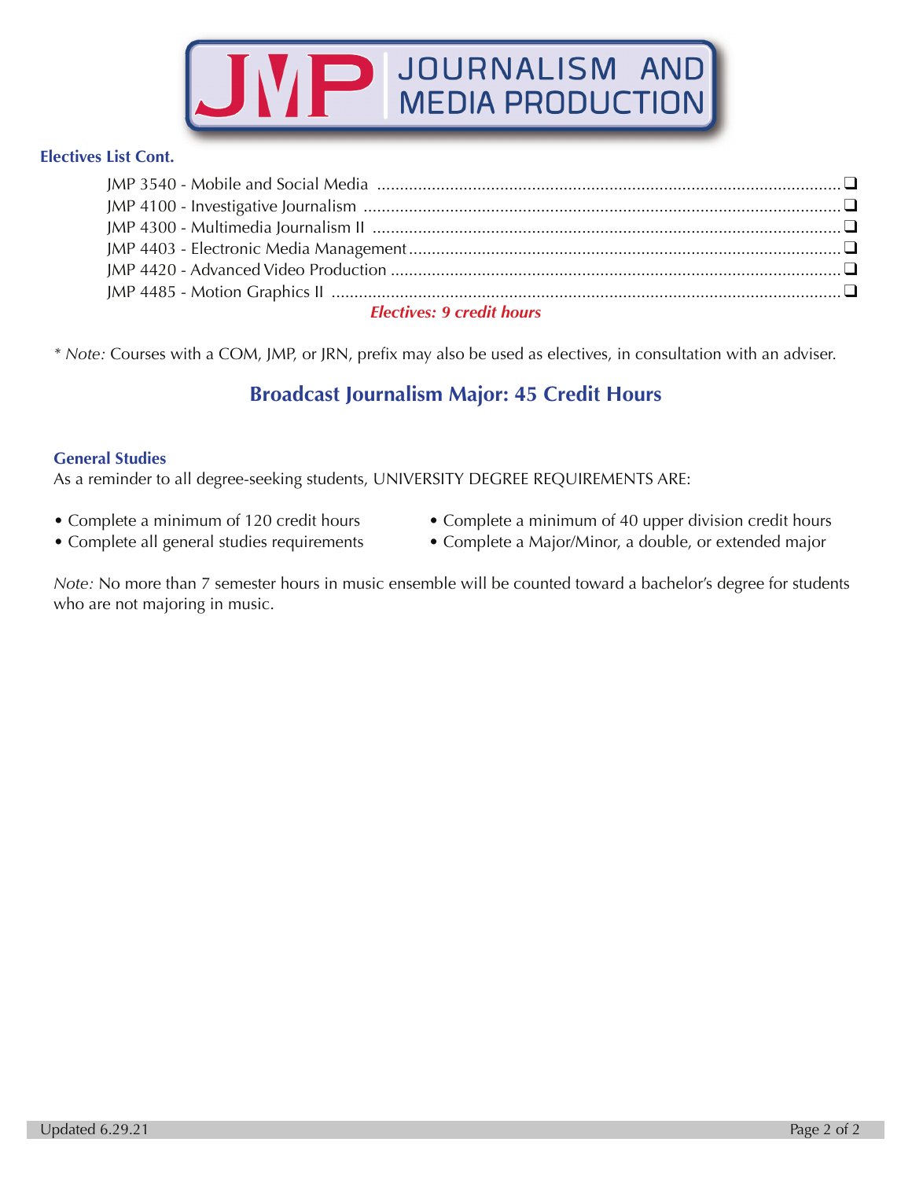# JMP JOURNALISM AND MEDIA PRODUCTION

### Electives List Cont.

- JMP 3540 - Mobile and Social Media ❑
- JMP 4100 - Investigative Journalism ❑
- JMP 4300 - Multimedia Journalism II ❑
- JMP 4403 - Electronic Media Management ❑
- JMP 4420 - Advanced Video Production ❑
- JMP 4485 - Motion Graphics II ❑

***Electives: 9 credit hours***

* *Note:* Courses with a COM, JMP, or JRN, prefix may also be used as electives, in consultation with an adviser.

## Broadcast Journalism Major: 45 Credit Hours

### General Studies

As a reminder to all degree-seeking students, UNIVERSITY DEGREE REQUIREMENTS ARE:

- Complete a minimum of 120 credit hours
- Complete all general studies requirements
- Complete a minimum of 40 upper division credit hours
- Complete a Major/Minor, a double, or extended major

*Note:* No more than 7 semester hours in music ensemble will be counted toward a bachelor's degree for students who are not majoring in music.

Updated 6.29.21